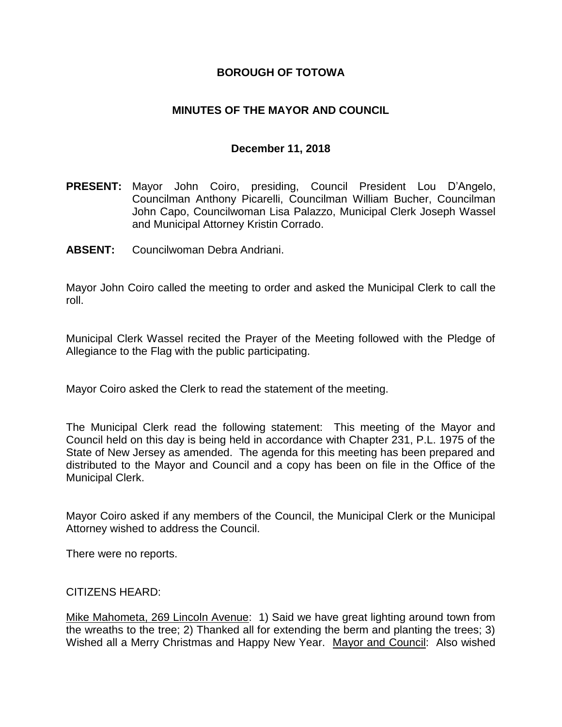**BOROUGH OF TOTOWA**

**MINUTES OF THE MAYOR AND COUNCIL**

**December 11, 2018**

**PRESENT:** Mayor John Coiro, presiding, Council President Lou D'Angelo, Councilman Anthony Picarelli, Councilman William Bucher, Councilman John Capo, Councilwoman Lisa Palazzo, Municipal Clerk Joseph Wassel and Municipal Attorney Kristin Corrado.

**ABSENT:** Councilwoman Debra Andriani.

Mayor John Coiro called the meeting to order and asked the Municipal Clerk to call the roll.

Municipal Clerk Wassel recited the Prayer of the Meeting followed with the Pledge of Allegiance to the Flag with the public participating.

Mayor Coiro asked the Clerk to read the statement of the meeting.

The Municipal Clerk read the following statement: This meeting of the Mayor and Council held on this day is being held in accordance with Chapter 231, P.L. 1975 of the State of New Jersey as amended. The agenda for this meeting has been prepared and distributed to the Mayor and Council and a copy has been on file in the Office of the Municipal Clerk.

Mayor Coiro asked if any members of the Council, the Municipal Clerk or the Municipal Attorney wished to address the Council.

There were no reports.

CITIZENS HEARD:

Mike Mahometa, 269 Lincoln Avenue: 1) Said we have great lighting around town from the wreaths to the tree; 2) Thanked all for extending the berm and planting the trees; 3) Wished all a Merry Christmas and Happy New Year. Mayor and Council: Also wished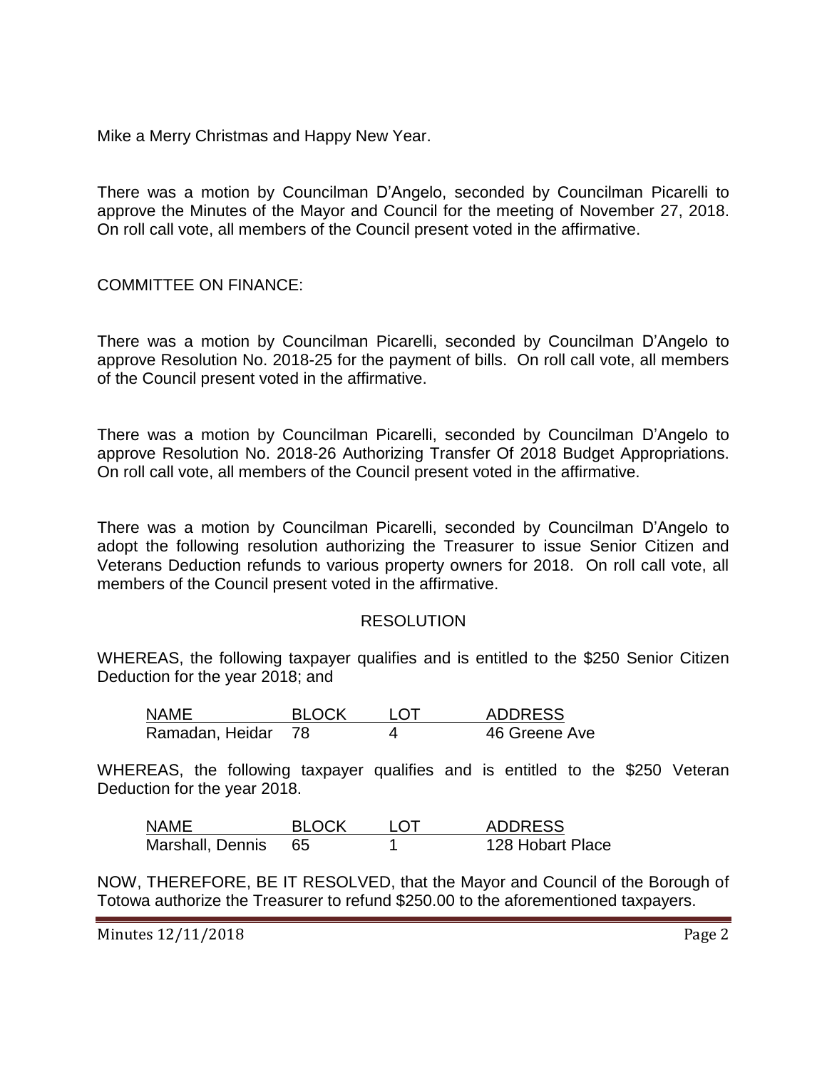Mike a Merry Christmas and Happy New Year.

There was a motion by Councilman D'Angelo, seconded by Councilman Picarelli to approve the Minutes of the Mayor and Council for the meeting of November 27, 2018. On roll call vote, all members of the Council present voted in the affirmative.

COMMITTEE ON FINANCE:

There was a motion by Councilman Picarelli, seconded by Councilman D'Angelo to approve Resolution No. 2018-25 for the payment of bills. On roll call vote, all members of the Council present voted in the affirmative.

There was a motion by Councilman Picarelli, seconded by Councilman D'Angelo to approve Resolution No. 2018-26 Authorizing Transfer Of 2018 Budget Appropriations. On roll call vote, all members of the Council present voted in the affirmative.

There was a motion by Councilman Picarelli, seconded by Councilman D'Angelo to adopt the following resolution authorizing the Treasurer to issue Senior Citizen and Veterans Deduction refunds to various property owners for 2018. On roll call vote, all members of the Council present voted in the affirmative.

RESOLUTION

WHEREAS, the following taxpayer qualifies and is entitled to the $250 Senior Citizen Deduction for the year 2018; and

| NAME | BLOCK | LOT | ADDRESS |
|---|---|---|---|
| Ramadan, Heidar | 78 | 4 | 46 Greene Ave |

WHEREAS, the following taxpayer qualifies and is entitled to the $250 Veteran Deduction for the year 2018.

| NAME | BLOCK | LOT | ADDRESS |
|---|---|---|---|
| Marshall, Dennis | 65 | 1 | 128 Hobart Place |

NOW, THEREFORE, BE IT RESOLVED, that the Mayor and Council of the Borough of Totowa authorize the Treasurer to refund $250.00 to the aforementioned taxpayers.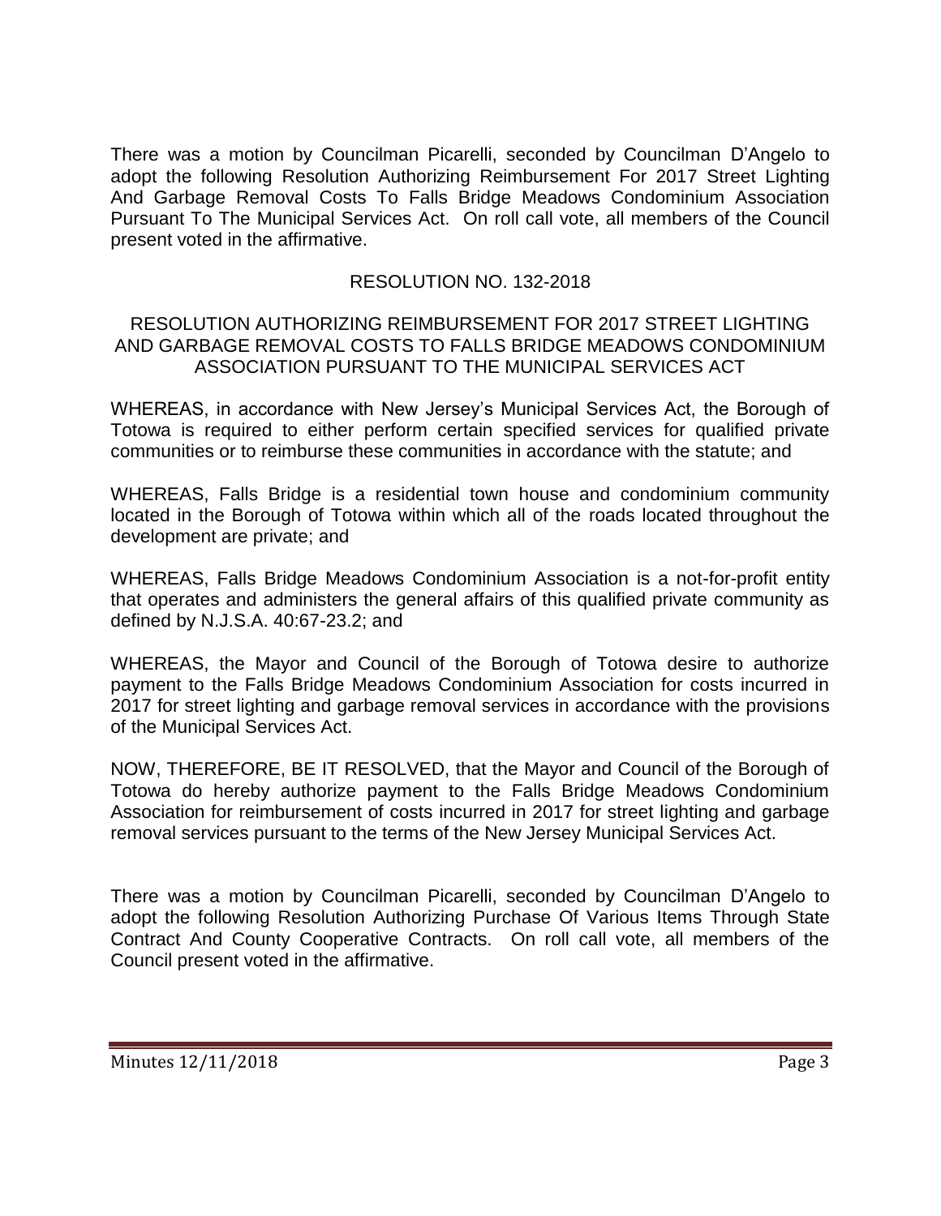There was a motion by Councilman Picarelli, seconded by Councilman D'Angelo to adopt the following Resolution Authorizing Reimbursement For 2017 Street Lighting And Garbage Removal Costs To Falls Bridge Meadows Condominium Association Pursuant To The Municipal Services Act. On roll call vote, all members of the Council present voted in the affirmative.

RESOLUTION NO. 132-2018

RESOLUTION AUTHORIZING REIMBURSEMENT FOR 2017 STREET LIGHTING AND GARBAGE REMOVAL COSTS TO FALLS BRIDGE MEADOWS CONDOMINIUM ASSOCIATION PURSUANT TO THE MUNICIPAL SERVICES ACT

WHEREAS, in accordance with New Jersey's Municipal Services Act, the Borough of Totowa is required to either perform certain specified services for qualified private communities or to reimburse these communities in accordance with the statute; and

WHEREAS, Falls Bridge is a residential town house and condominium community located in the Borough of Totowa within which all of the roads located throughout the development are private; and

WHEREAS, Falls Bridge Meadows Condominium Association is a not-for-profit entity that operates and administers the general affairs of this qualified private community as defined by N.J.S.A. 40:67-23.2; and

WHEREAS, the Mayor and Council of the Borough of Totowa desire to authorize payment to the Falls Bridge Meadows Condominium Association for costs incurred in 2017 for street lighting and garbage removal services in accordance with the provisions of the Municipal Services Act.

NOW, THEREFORE, BE IT RESOLVED, that the Mayor and Council of the Borough of Totowa do hereby authorize payment to the Falls Bridge Meadows Condominium Association for reimbursement of costs incurred in 2017 for street lighting and garbage removal services pursuant to the terms of the New Jersey Municipal Services Act.

There was a motion by Councilman Picarelli, seconded by Councilman D'Angelo to adopt the following Resolution Authorizing Purchase Of Various Items Through State Contract And County Cooperative Contracts. On roll call vote, all members of the Council present voted in the affirmative.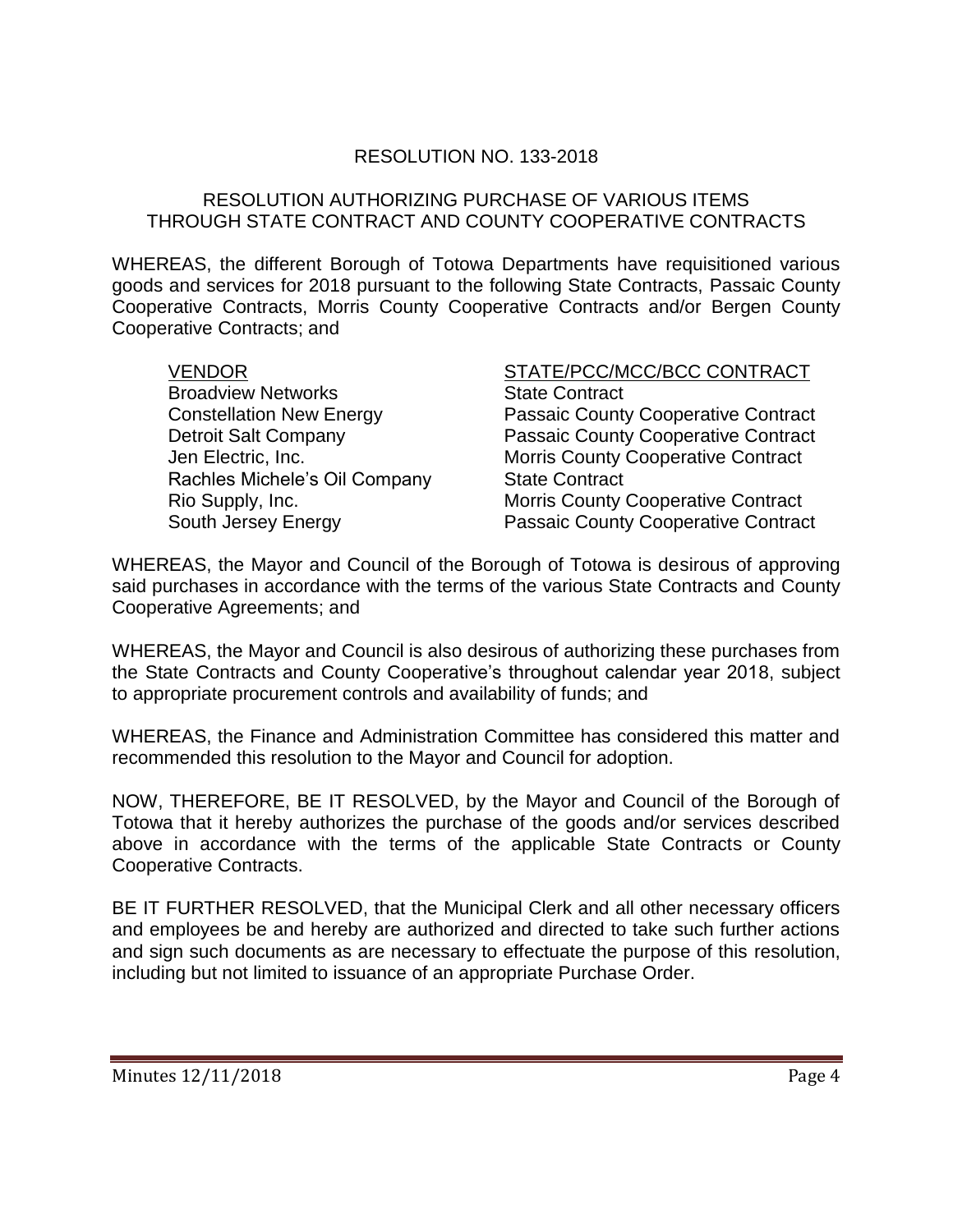RESOLUTION NO. 133-2018

RESOLUTION AUTHORIZING PURCHASE OF VARIOUS ITEMS THROUGH STATE CONTRACT AND COUNTY COOPERATIVE CONTRACTS

WHEREAS, the different Borough of Totowa Departments have requisitioned various goods and services for 2018 pursuant to the following State Contracts, Passaic County Cooperative Contracts, Morris County Cooperative Contracts and/or Bergen County Cooperative Contracts; and

| VENDOR | STATE/PCC/MCC/BCC CONTRACT |
|---|---|
| Broadview Networks | State Contract |
| Constellation New Energy | Passaic County Cooperative Contract |
| Detroit Salt Company | Passaic County Cooperative Contract |
| Jen Electric, Inc. | Morris County Cooperative Contract |
| Rachles Michele's Oil Company | State Contract |
| Rio Supply, Inc. | Morris County Cooperative Contract |
| South Jersey Energy | Passaic County Cooperative Contract |

WHEREAS, the Mayor and Council of the Borough of Totowa is desirous of approving said purchases in accordance with the terms of the various State Contracts and County Cooperative Agreements; and

WHEREAS, the Mayor and Council is also desirous of authorizing these purchases from the State Contracts and County Cooperative's throughout calendar year 2018, subject to appropriate procurement controls and availability of funds; and

WHEREAS, the Finance and Administration Committee has considered this matter and recommended this resolution to the Mayor and Council for adoption.

NOW, THEREFORE, BE IT RESOLVED, by the Mayor and Council of the Borough of Totowa that it hereby authorizes the purchase of the goods and/or services described above in accordance with the terms of the applicable State Contracts or County Cooperative Contracts.

BE IT FURTHER RESOLVED, that the Municipal Clerk and all other necessary officers and employees be and hereby are authorized and directed to take such further actions and sign such documents as are necessary to effectuate the purpose of this resolution, including but not limited to issuance of an appropriate Purchase Order.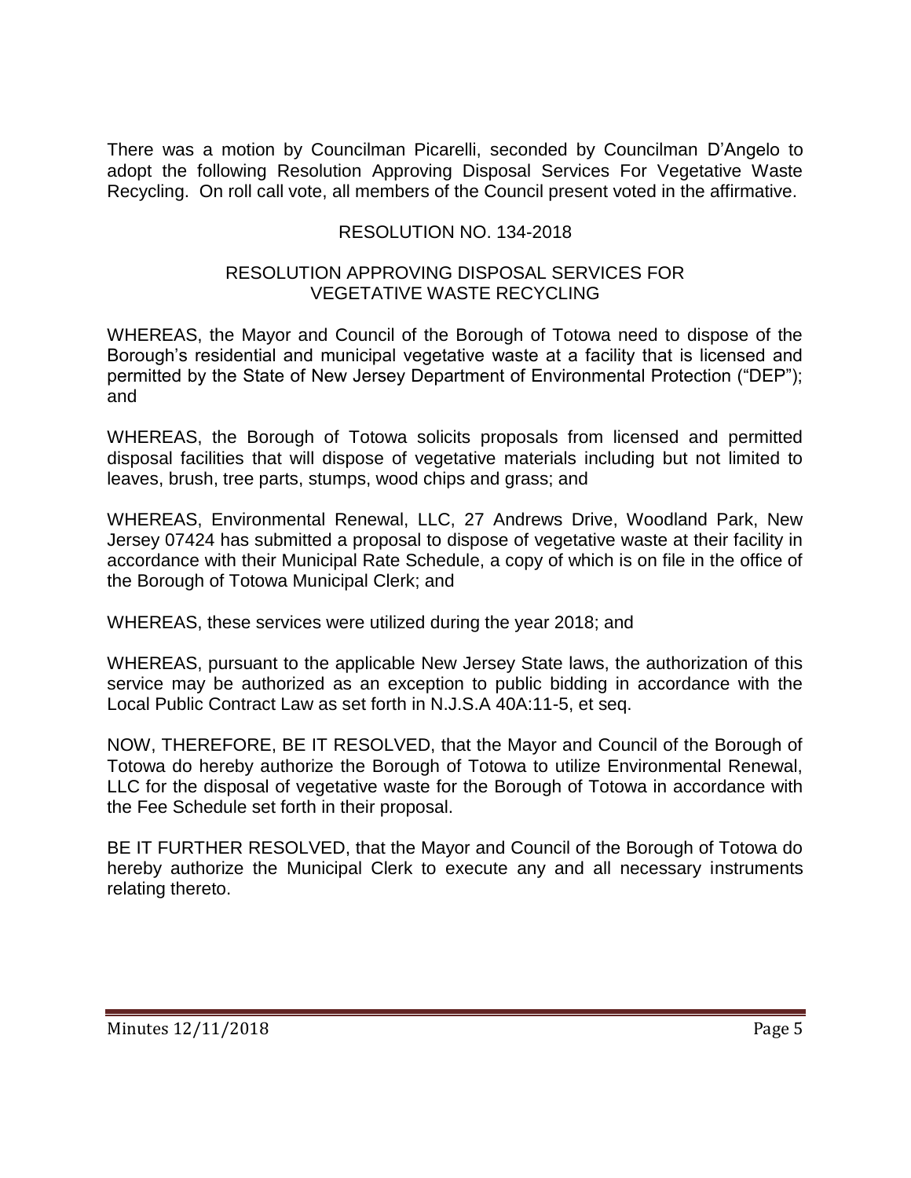There was a motion by Councilman Picarelli, seconded by Councilman D'Angelo to adopt the following Resolution Approving Disposal Services For Vegetative Waste Recycling. On roll call vote, all members of the Council present voted in the affirmative.

RESOLUTION NO. 134-2018

RESOLUTION APPROVING DISPOSAL SERVICES FOR VEGETATIVE WASTE RECYCLING

WHEREAS, the Mayor and Council of the Borough of Totowa need to dispose of the Borough's residential and municipal vegetative waste at a facility that is licensed and permitted by the State of New Jersey Department of Environmental Protection ("DEP"); and

WHEREAS, the Borough of Totowa solicits proposals from licensed and permitted disposal facilities that will dispose of vegetative materials including but not limited to leaves, brush, tree parts, stumps, wood chips and grass; and

WHEREAS, Environmental Renewal, LLC, 27 Andrews Drive, Woodland Park, New Jersey 07424 has submitted a proposal to dispose of vegetative waste at their facility in accordance with their Municipal Rate Schedule, a copy of which is on file in the office of the Borough of Totowa Municipal Clerk; and

WHEREAS, these services were utilized during the year 2018; and

WHEREAS, pursuant to the applicable New Jersey State laws, the authorization of this service may be authorized as an exception to public bidding in accordance with the Local Public Contract Law as set forth in N.J.S.A 40A:11-5, et seq.

NOW, THEREFORE, BE IT RESOLVED, that the Mayor and Council of the Borough of Totowa do hereby authorize the Borough of Totowa to utilize Environmental Renewal, LLC for the disposal of vegetative waste for the Borough of Totowa in accordance with the Fee Schedule set forth in their proposal.

BE IT FURTHER RESOLVED, that the Mayor and Council of the Borough of Totowa do hereby authorize the Municipal Clerk to execute any and all necessary instruments relating thereto.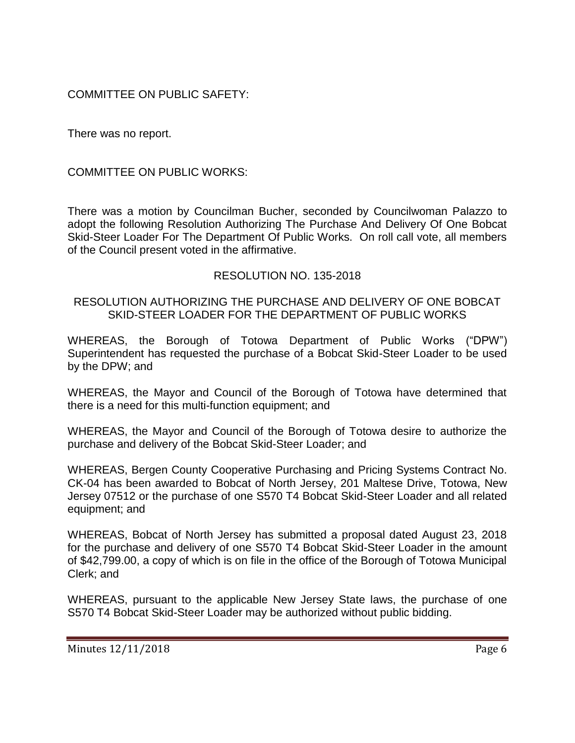COMMITTEE ON PUBLIC SAFETY:

There was no report.

COMMITTEE ON PUBLIC WORKS:

There was a motion by Councilman Bucher, seconded by Councilwoman Palazzo to adopt the following Resolution Authorizing The Purchase And Delivery Of One Bobcat Skid-Steer Loader For The Department Of Public Works. On roll call vote, all members of the Council present voted in the affirmative.

RESOLUTION NO. 135-2018

RESOLUTION AUTHORIZING THE PURCHASE AND DELIVERY OF ONE BOBCAT SKID-STEER LOADER FOR THE DEPARTMENT OF PUBLIC WORKS

WHEREAS, the Borough of Totowa Department of Public Works ("DPW") Superintendent has requested the purchase of a Bobcat Skid-Steer Loader to be used by the DPW; and

WHEREAS, the Mayor and Council of the Borough of Totowa have determined that there is a need for this multi-function equipment; and

WHEREAS, the Mayor and Council of the Borough of Totowa desire to authorize the purchase and delivery of the Bobcat Skid-Steer Loader; and

WHEREAS, Bergen County Cooperative Purchasing and Pricing Systems Contract No. CK-04 has been awarded to Bobcat of North Jersey, 201 Maltese Drive, Totowa, New Jersey 07512 or the purchase of one S570 T4 Bobcat Skid-Steer Loader and all related equipment; and

WHEREAS, Bobcat of North Jersey has submitted a proposal dated August 23, 2018 for the purchase and delivery of one S570 T4 Bobcat Skid-Steer Loader in the amount of $42,799.00, a copy of which is on file in the office of the Borough of Totowa Municipal Clerk; and

WHEREAS, pursuant to the applicable New Jersey State laws, the purchase of one S570 T4 Bobcat Skid-Steer Loader may be authorized without public bidding.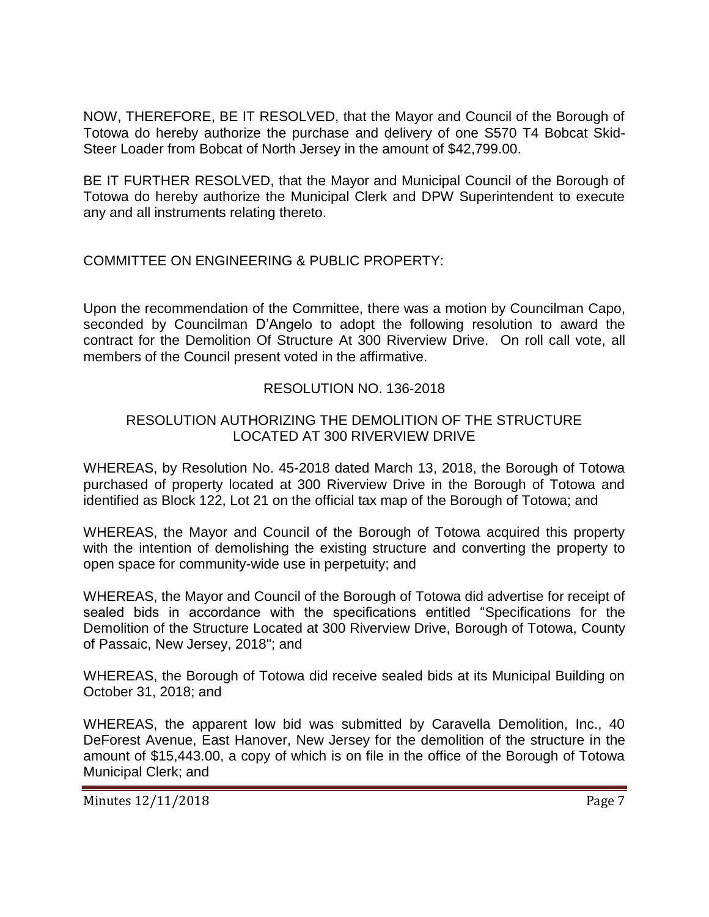NOW, THEREFORE, BE IT RESOLVED, that the Mayor and Council of the Borough of Totowa do hereby authorize the purchase and delivery of one S570 T4 Bobcat Skid-Steer Loader from Bobcat of North Jersey in the amount of $42,799.00.

BE IT FURTHER RESOLVED, that the Mayor and Municipal Council of the Borough of Totowa do hereby authorize the Municipal Clerk and DPW Superintendent to execute any and all instruments relating thereto.

COMMITTEE ON ENGINEERING & PUBLIC PROPERTY:

Upon the recommendation of the Committee, there was a motion by Councilman Capo, seconded by Councilman D'Angelo to adopt the following resolution to award the contract for the Demolition Of Structure At 300 Riverview Drive. On roll call vote, all members of the Council present voted in the affirmative.

RESOLUTION NO. 136-2018

RESOLUTION AUTHORIZING THE DEMOLITION OF THE STRUCTURE LOCATED AT 300 RIVERVIEW DRIVE

WHEREAS, by Resolution No. 45-2018 dated March 13, 2018, the Borough of Totowa purchased of property located at 300 Riverview Drive in the Borough of Totowa and identified as Block 122, Lot 21 on the official tax map of the Borough of Totowa; and

WHEREAS, the Mayor and Council of the Borough of Totowa acquired this property with the intention of demolishing the existing structure and converting the property to open space for community-wide use in perpetuity; and

WHEREAS, the Mayor and Council of the Borough of Totowa did advertise for receipt of sealed bids in accordance with the specifications entitled "Specifications for the Demolition of the Structure Located at 300 Riverview Drive, Borough of Totowa, County of Passaic, New Jersey, 2018"; and

WHEREAS, the Borough of Totowa did receive sealed bids at its Municipal Building on October 31, 2018; and

WHEREAS, the apparent low bid was submitted by Caravella Demolition, Inc., 40 DeForest Avenue, East Hanover, New Jersey for the demolition of the structure in the amount of $15,443.00, a copy of which is on file in the office of the Borough of Totowa Municipal Clerk; and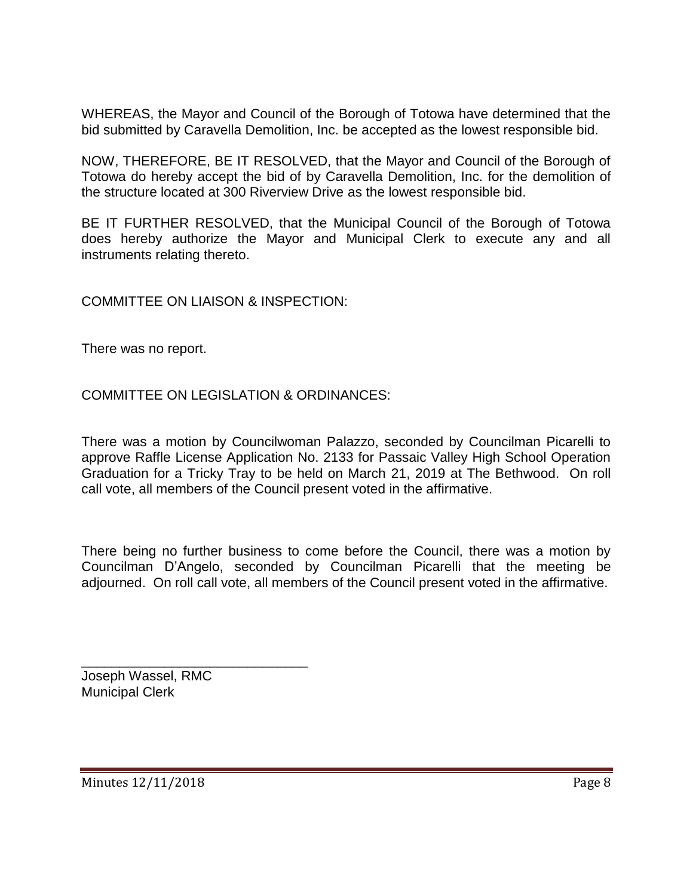WHEREAS, the Mayor and Council of the Borough of Totowa have determined that the bid submitted by Caravella Demolition, Inc. be accepted as the lowest responsible bid.

NOW, THEREFORE, BE IT RESOLVED, that the Mayor and Council of the Borough of Totowa do hereby accept the bid of by Caravella Demolition, Inc. for the demolition of the structure located at 300 Riverview Drive as the lowest responsible bid.

BE IT FURTHER RESOLVED, that the Municipal Council of the Borough of Totowa does hereby authorize the Mayor and Municipal Clerk to execute any and all instruments relating thereto.

COMMITTEE ON LIAISON & INSPECTION:

There was no report.

COMMITTEE ON LEGISLATION & ORDINANCES:

There was a motion by Councilwoman Palazzo, seconded by Councilman Picarelli to approve Raffle License Application No. 2133 for Passaic Valley High School Operation Graduation for a Tricky Tray to be held on March 21, 2019 at The Bethwood. On roll call vote, all members of the Council present voted in the affirmative.

There being no further business to come before the Council, there was a motion by Councilman D'Angelo, seconded by Councilman Picarelli that the meeting be adjourned. On roll call vote, all members of the Council present voted in the affirmative.

\_\_\_\_\_\_\_\_\_\_\_\_\_\_\_\_\_\_\_\_\_\_\_\_\_\_\_\_\_\_

Joseph Wassel, RMC
Municipal Clerk